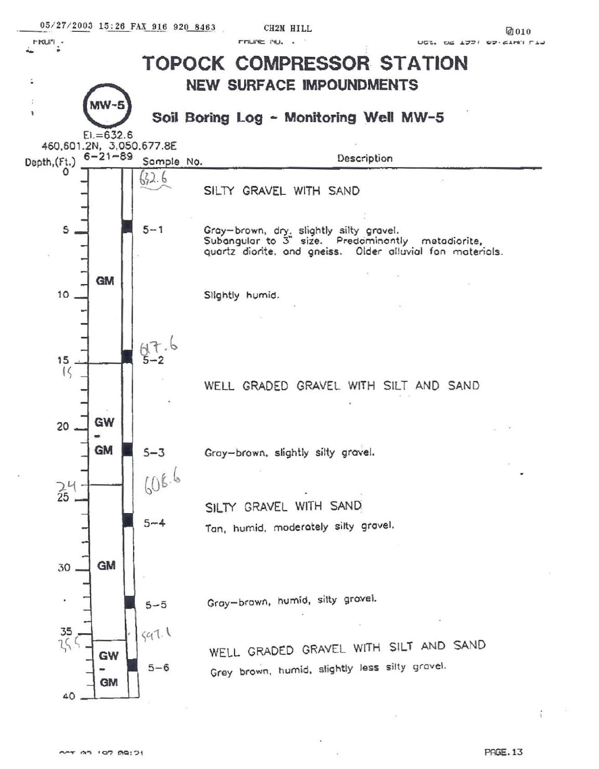# TOPOCK COMPRESSOR STATION

## NEW SURFACE IMPOUNDMENTS

### Soil Boring Log - Monitoring Well MW-5

MW-5

El.=632.6
460,601.2N, 3,050,677.8E
6-21-89

| Depth, (Ft.) | USCS | Sample No. | Description |
|---|---|---|---|
| 0 | GM | 632.6 | SILTY GRAVEL WITH SAND |
| 5 | | 5-1 | Gray-brown, dry, slightly silty gravel. Subangular to 3" size. Predominantly metadiorite, quartz diorite, and gneiss. Older alluvial fan materials. |
| 10 | | | Slightly humid. |
| 15 | | 617.6 / 5-2 | |
| 15 | GW - GM | | WELL GRADED GRAVEL WITH SILT AND SAND |
| 20 | | 5-3 | Gray-brown, slightly silty gravel. |
| 24 | GM | 606.6 | SILTY GRAVEL WITH SAND |
| 25 | | 5-4 | Tan, humid, moderately silty gravel. |
| 30 | | 5-5 | Gray-brown, humid, silty gravel. |
| 35.5 | GW - GM | 597.1 | WELL GRADED GRAVEL WITH SILT AND SAND |
| | | 5-6 | Grey brown, humid, slightly less silty gravel. |
| 40 | | | |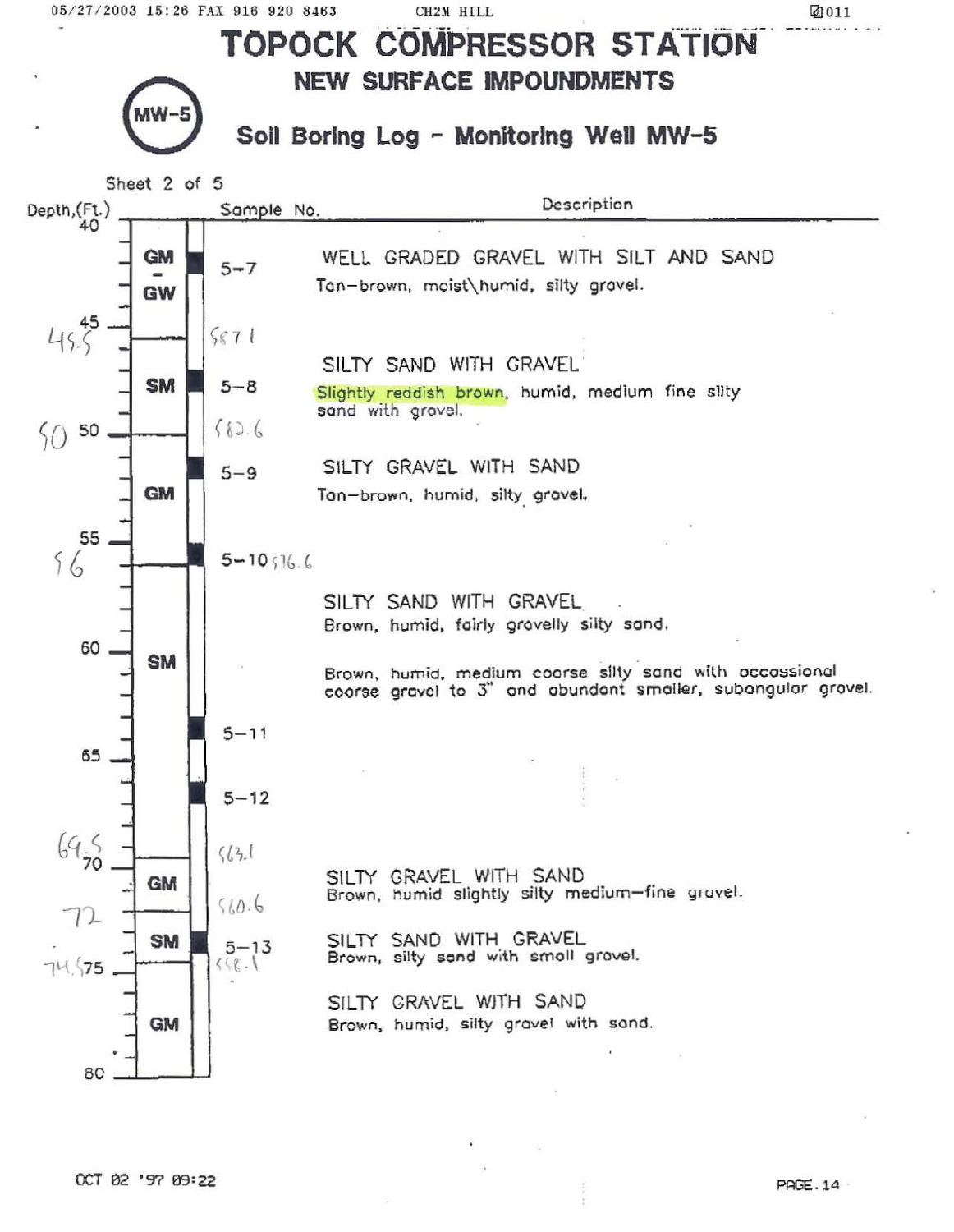# TOPOCK COMPRESSOR STATION

## NEW SURFACE IMPOUNDMENTS

MW-5

## Soil Boring Log – Monitoring Well MW-5

Sheet 2 of 5

| Depth, (Ft.) | Handwritten | Soil | Sample No. | Handwritten | Description |
|---|---|---|---|---|---|
| 40–45 | | GM - GW | 5-7 | | WELL GRADED GRAVEL WITH SILT AND SAND. Tan-brown, moist\humid, silty gravel. |
| 45–50 | 45.5 | SM | 5-8 | 587.1 | SILTY SAND WITH GRAVEL. Slightly reddish brown, humid, medium fine silty sand with gravel. |
| 50–56 | 50 | GM | 5-9 | 582.6 | SILTY GRAVEL WITH SAND. Tan-brown, humid, silty gravel. |
| 56–69.5 | 56 | SM | 5-10, 5-11, 5-12 | 576.6 | SILTY SAND WITH GRAVEL. Brown, humid, fairly gravelly silty sand. Brown, humid, medium coarse silty sand with occassional coarse gravel to 3" and abundant smaller, subangular gravel. |
| 69.5–72 | 69.5 | GM | | 563.1 | SILTY GRAVEL WITH SAND. Brown, humid slightly silty medium-fine gravel. |
| 72–74.5 | 72 | SM | 5-13 | 560.6 | SILTY SAND WITH GRAVEL. Brown, silty sand with small gravel. |
| 74.5–80 | 74.5 | GM | | 558.1 | SILTY GRAVEL WITH SAND. Brown, humid, silty gravel with sand. |

OCT 02 '97 09:22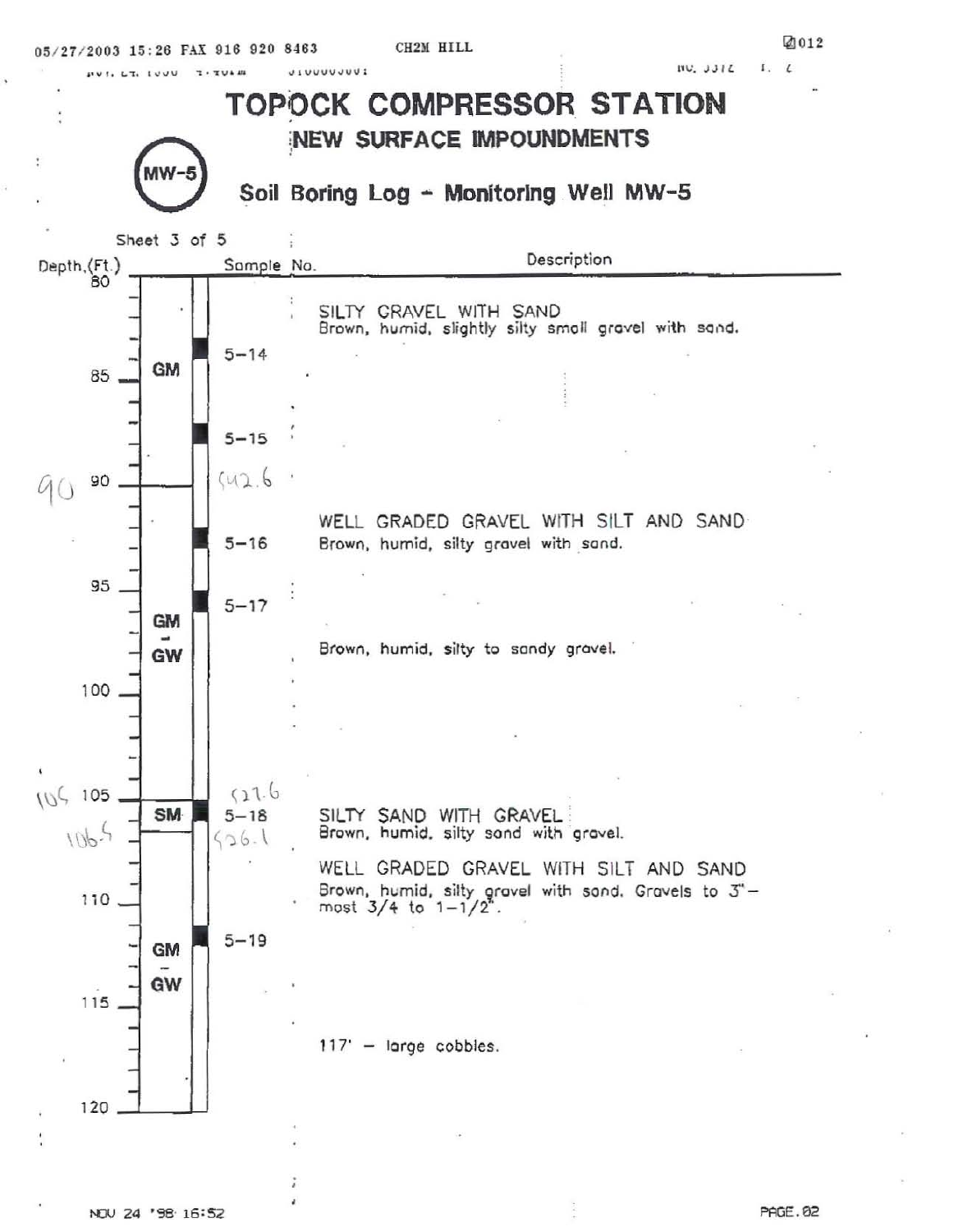# TOPOCK COMPRESSOR STATION

## NEW SURFACE IMPOUNDMENTS

MW-5

### Soil Boring Log - Monitoring Well MW-5

Sheet 3 of 5

| Depth (Ft.) | USCS | Sample No. | Description |
|---|---|---|---|
| 80–90 | GM | 5-14, 5-15 | SILTY GRAVEL WITH SAND<br>Brown, humid, slightly silty small gravel with sand. |
| 90–105 | GM-GW | 5-16, 5-17 | WELL GRADED GRAVEL WITH SILT AND SAND<br>Brown, humid, silty gravel with sand.<br>Brown, humid, silty to sandy gravel. |
| 105–106.5 | SM | 5-18 | SILTY SAND WITH GRAVEL<br>Brown, humid, silty sand with gravel. |
| 106.5–120 | GM-GW | 5-19 | WELL GRADED GRAVEL WITH SILT AND SAND<br>Brown, humid, silty gravel with sand. Gravels to 3" - most 3/4 to 1-1/2".<br>117' - large cobbles. |

Handwritten annotations: 90 (542.6); 105 (527.6); 106.5 (526.1)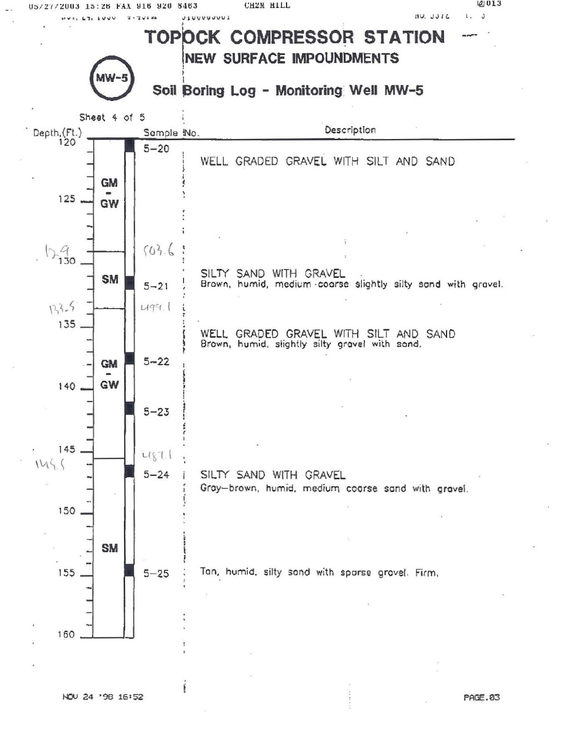# TOPOCK COMPRESSOR STATION

## NEW SURFACE IMPOUNDMENTS

MW-5

## Soil Boring Log - Monitoring Well MW-5

Sheet 4 of 5

| Depth (Ft.) | Soil Type | Sample No. | Description |
|---|---|---|---|
| 120 | GM-GW | 5-20 | WELL GRADED GRAVEL WITH SILT AND SAND |
| 129 (503.6) | SM | 5-21 | SILTY SAND WITH GRAVEL<br>Brown, humid, medium coarse slightly silty sand with gravel. |
| 133.5 (499.1) | GM-GW | 5-22<br>5-23 | WELL GRADED GRAVEL WITH SILT AND SAND<br>Brown, humid, slightly silty gravel with sand. |
| 145.5 (487.1) | SM | 5-24 | SILTY SAND WITH GRAVEL<br>Gray-brown, humid, medium coarse sand with gravel. |
| | SM | 5-25 | Tan, humid, silty sand with sparse gravel. Firm. |
| 160 | | | |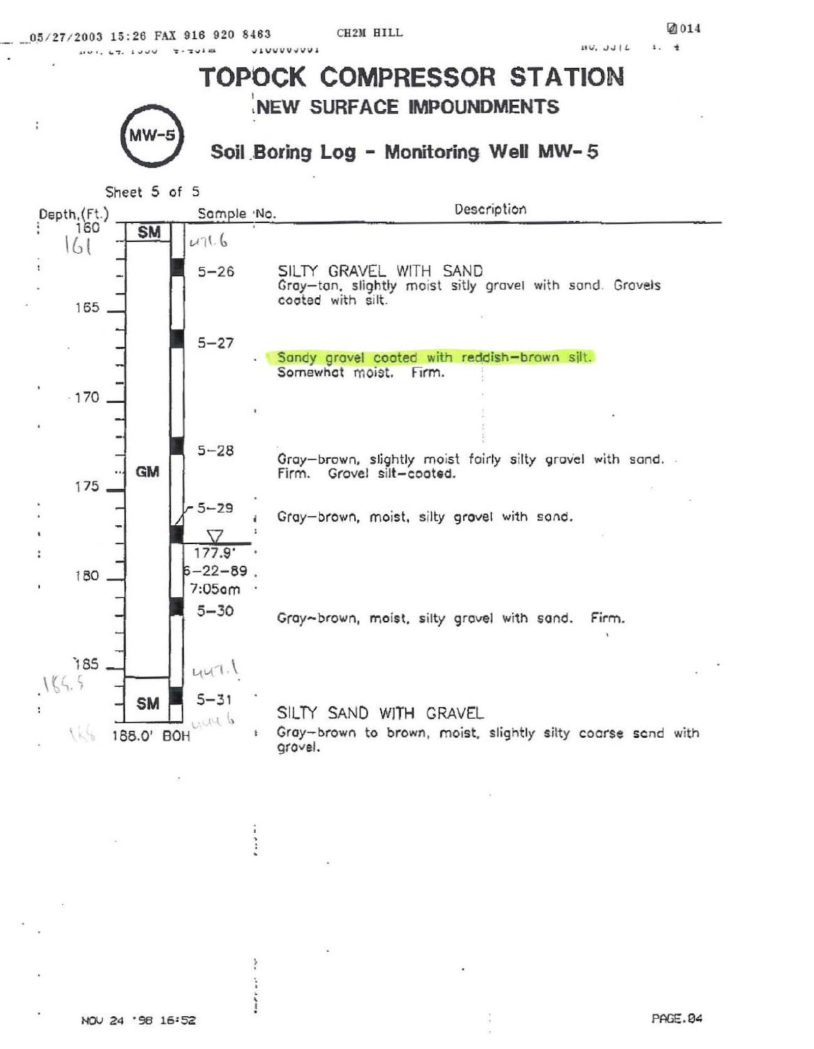# TOPOCK COMPRESSOR STATION

## NEW SURFACE IMPOUNDMENTS

### Soil Boring Log - Monitoring Well MW-5

MW-5

Sheet 5 of 5

| Depth (Ft.) | Soil Type | Sample No. | Description |
|---|---|---|---|
| 160 (161) | SM | 471.6 | |
| | GM | 5-26 | SILTY GRAVEL WITH SAND<br>Gray-tan, slightly moist sitly gravel with sand. Gravels coated with silt. |
| 165 | GM | 5-27 | Sandy gravel coated with reddish-brown silt. Somewhat moist. Firm. |
| 170 | GM | | |
| | GM | 5-28 | Gray-brown, slightly moist fairly silty gravel with sand. Firm. Gravel silt-coated. |
| 175 | GM | 5-29 | Gray-brown, moist, silty gravel with sand. |
| | GM | ▽ 177.9' 6-22-89 7:05am | |
| 180 | GM | 5-30 | Gray-brown, moist, silty gravel with sand. Firm. |
| 185 (185.5) | GM | 447.1 | |
| | SM | 5-31 | SILTY SAND WITH GRAVEL<br>Gray-brown to brown, moist, slightly silty coarse sand with gravel. |
| 188.0' BOH (188) | | 444.6 | |